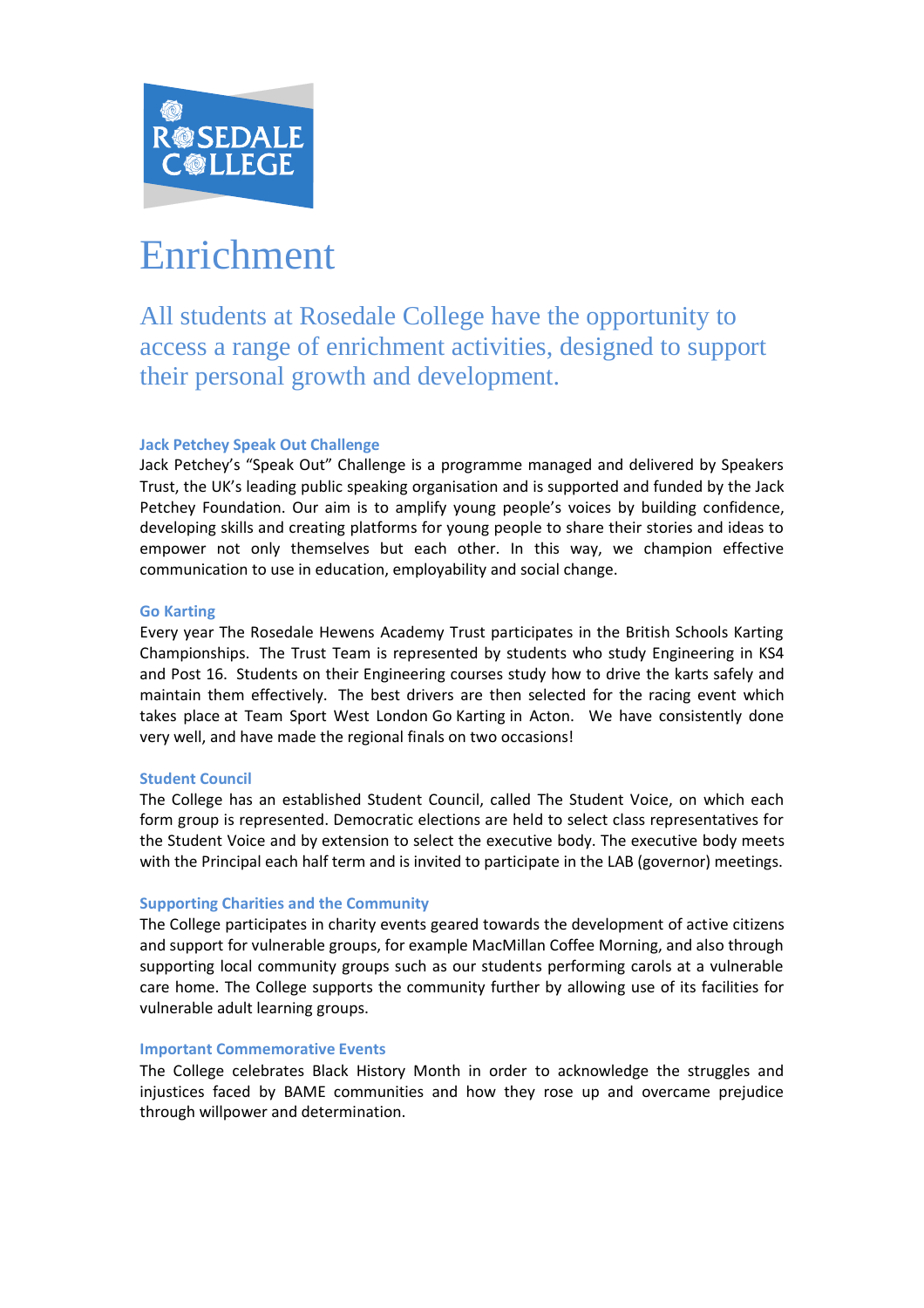# Enrichment

## All students at Rosedale College have the opportunity to access a range of enrichment activities, designed to support their personal growth and development.

### Jack Petchey Speak Out Challenge

Jack Petchey's "Speak Out" Challenge is a programme managed and delivered by Speakers Trust, the UK's leading public speaking organisation and is supported and funded by the Jack Petchey Foundation. Our aim is to amplify young people's voices by building confidence, developing skills and creating platforms for young people to share their stories and ideas to empower not only themselves but each other. In this way, we champion effective communication to use in education, employability and social change.

### Go Karting

Every year The Rosedale Hewens Academy Trust participates in the British Schools Karting Championships. The Trust Team is represented by students who study Engineering in KS4 and Post 16. Students on their Engineering courses study how to drive the karts safely and maintain them effectively. The best drivers are then selected for the racing event which takes place at Team Sport West London Go Karting in Acton. We have consistently done very well, and have made the regional finals on two occasions!

### Student Council

The College has an established Student Council, called The Student Voice, on which each form group is represented. Democratic elections are held to select class representatives for the Student Voice and by extension to select the executive body. The executive body meets with the Principal each half term and is invited to participate in the LAB (governor) meetings.

### Supporting Charities and the Community

The College participates in charity events geared towards the development of active citizens and support for vulnerable groups, for example MacMillan Coffee Morning, and also through supporting local community groups such as our students performing carols at a vulnerable care home. The College supports the community further by allowing use of its facilities for vulnerable adult learning groups.

### Important Commemorative Events

The College celebrates Black History Month in order to acknowledge the struggles and injustices faced by BAME communities and how they rose up and overcame prejudice through willpower and determination.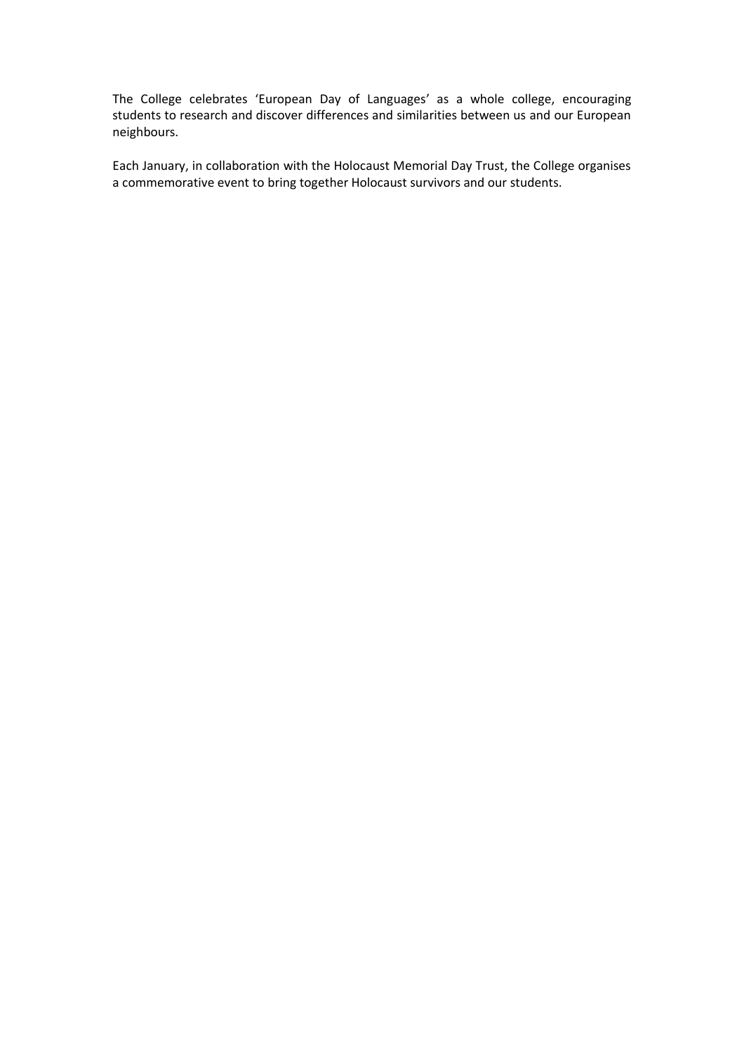The College celebrates 'European Day of Languages' as a whole college, encouraging students to research and discover differences and similarities between us and our European neighbours.

Each January, in collaboration with the Holocaust Memorial Day Trust, the College organises a commemorative event to bring together Holocaust survivors and our students.